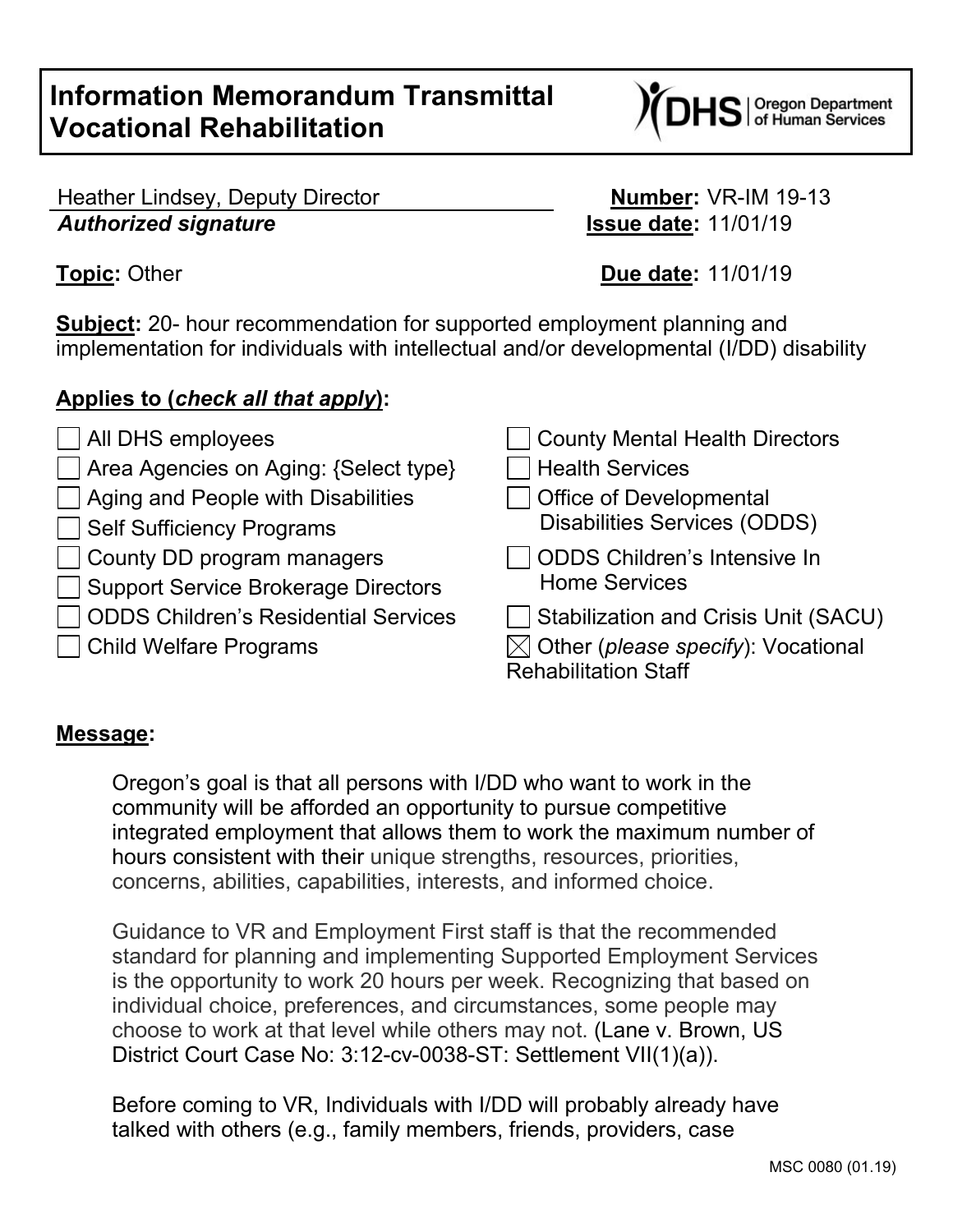# Information Memorandum Transmittal Vocational Rehabilitation

Heather Lindsey, Deputy Director
***Authorized signature***

**Number:** VR-IM 19-13
**Issue date:** 11/01/19

**Topic:** Other

**Due date:** 11/01/19

**Subject:** 20- hour recommendation for supported employment planning and implementation for individuals with intellectual and/or developmental (I/DD) disability

**Applies to (*check all that apply*):**

- ☐ All DHS employees
- ☐ Area Agencies on Aging: {Select type}
- ☐ Aging and People with Disabilities
- ☐ Self Sufficiency Programs
- ☐ County DD program managers
- ☐ Support Service Brokerage Directors
- ☐ ODDS Children's Residential Services
- ☐ Child Welfare Programs
- ☐ County Mental Health Directors
- ☐ Health Services
- ☐ Office of Developmental Disabilities Services (ODDS)
- ☐ ODDS Children's Intensive In Home Services
- ☐ Stabilization and Crisis Unit (SACU)
- ☒ Other (*please specify*): Vocational Rehabilitation Staff

**Message:**

Oregon's goal is that all persons with I/DD who want to work in the community will be afforded an opportunity to pursue competitive integrated employment that allows them to work the maximum number of hours consistent with their unique strengths, resources, priorities, concerns, abilities, capabilities, interests, and informed choice.

Guidance to VR and Employment First staff is that the recommended standard for planning and implementing Supported Employment Services is the opportunity to work 20 hours per week. Recognizing that based on individual choice, preferences, and circumstances, some people may choose to work at that level while others may not. (Lane v. Brown, US District Court Case No: 3:12-cv-0038-ST: Settlement VII(1)(a)).

Before coming to VR, Individuals with I/DD will probably already have talked with others (e.g., family members, friends, providers, case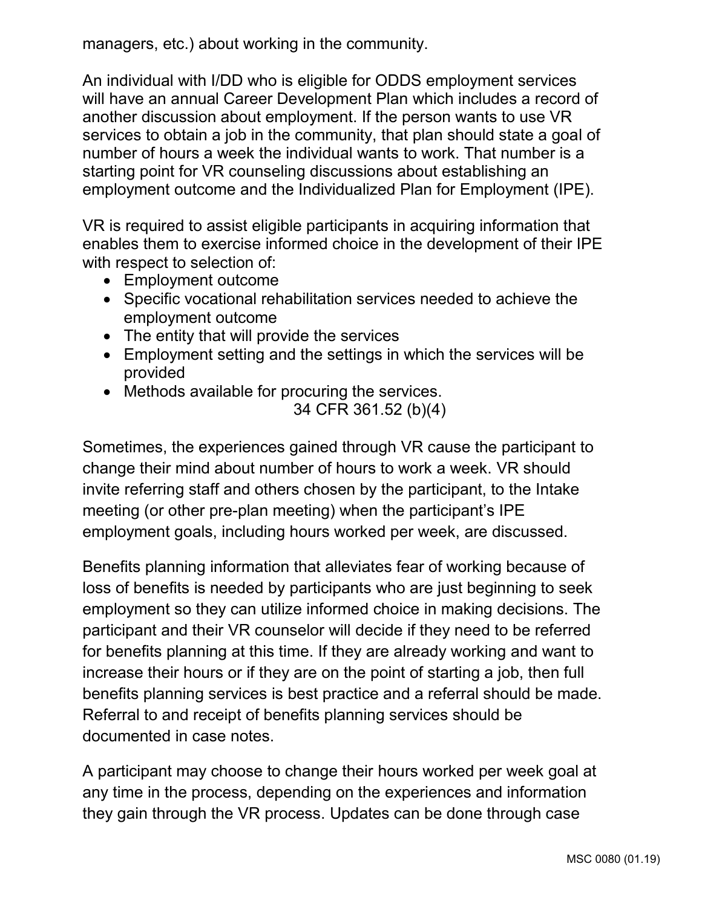managers, etc.) about working in the community.

An individual with I/DD who is eligible for ODDS employment services will have an annual Career Development Plan which includes a record of another discussion about employment. If the person wants to use VR services to obtain a job in the community, that plan should state a goal of number of hours a week the individual wants to work. That number is a starting point for VR counseling discussions about establishing an employment outcome and the Individualized Plan for Employment (IPE).

VR is required to assist eligible participants in acquiring information that enables them to exercise informed choice in the development of their IPE with respect to selection of:

- Employment outcome
- Specific vocational rehabilitation services needed to achieve the employment outcome
- The entity that will provide the services
- Employment setting and the settings in which the services will be provided
- Methods available for procuring the services.

34 CFR 361.52 (b)(4)

Sometimes, the experiences gained through VR cause the participant to change their mind about number of hours to work a week. VR should invite referring staff and others chosen by the participant, to the Intake meeting (or other pre-plan meeting) when the participant's IPE employment goals, including hours worked per week, are discussed.

Benefits planning information that alleviates fear of working because of loss of benefits is needed by participants who are just beginning to seek employment so they can utilize informed choice in making decisions. The participant and their VR counselor will decide if they need to be referred for benefits planning at this time. If they are already working and want to increase their hours or if they are on the point of starting a job, then full benefits planning services is best practice and a referral should be made. Referral to and receipt of benefits planning services should be documented in case notes.

A participant may choose to change their hours worked per week goal at any time in the process, depending on the experiences and information they gain through the VR process. Updates can be done through case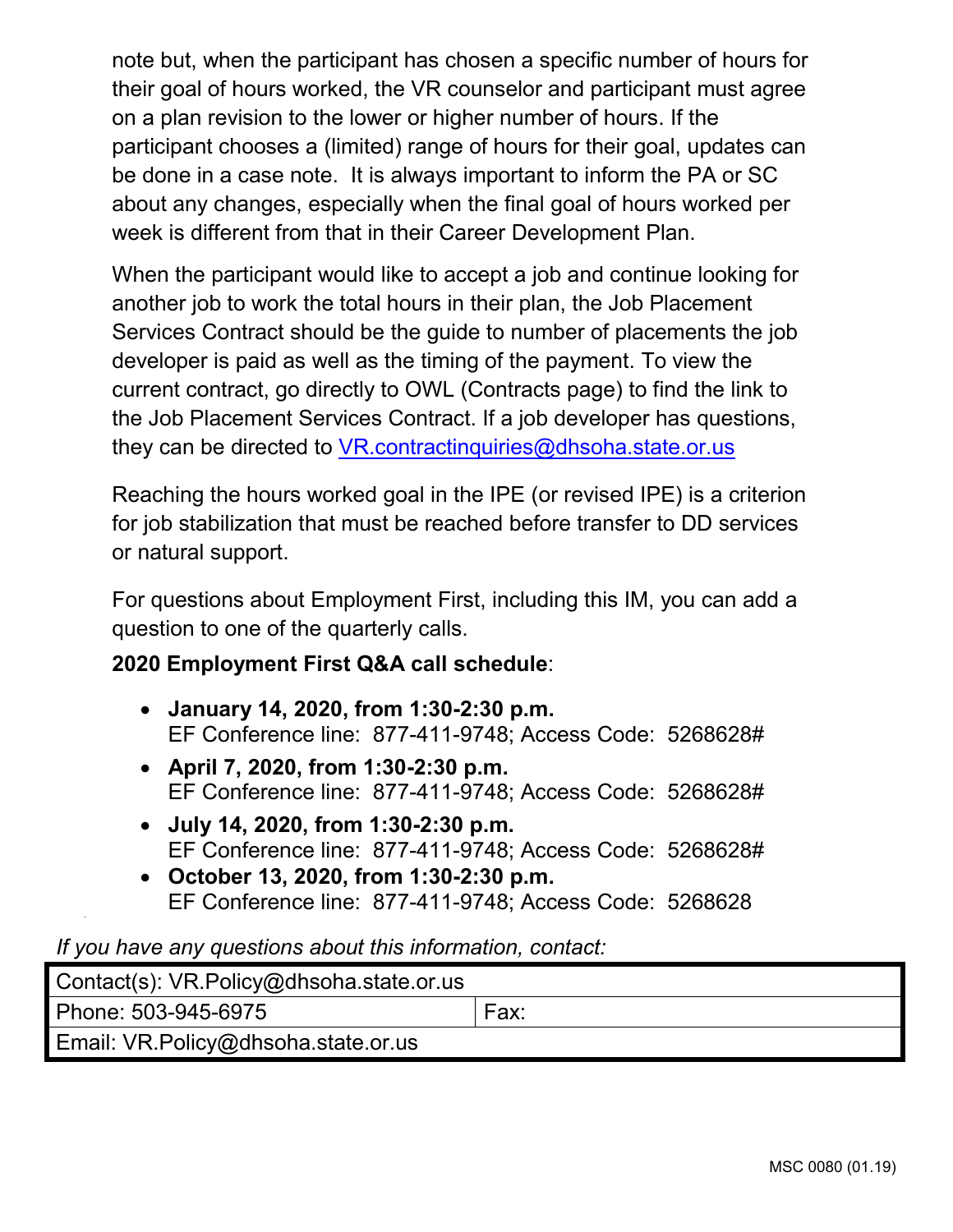note but, when the participant has chosen a specific number of hours for their goal of hours worked, the VR counselor and participant must agree on a plan revision to the lower or higher number of hours. If the participant chooses a (limited) range of hours for their goal, updates can be done in a case note. It is always important to inform the PA or SC about any changes, especially when the final goal of hours worked per week is different from that in their Career Development Plan.

When the participant would like to accept a job and continue looking for another job to work the total hours in their plan, the Job Placement Services Contract should be the guide to number of placements the job developer is paid as well as the timing of the payment. To view the current contract, go directly to OWL (Contracts page) to find the link to the Job Placement Services Contract. If a job developer has questions, they can be directed to VR.contractinquiries@dhsoha.state.or.us

Reaching the hours worked goal in the IPE (or revised IPE) is a criterion for job stabilization that must be reached before transfer to DD services or natural support.

For questions about Employment First, including this IM, you can add a question to one of the quarterly calls.

**2020 Employment First Q&A call schedule**:

- **January 14, 2020, from 1:30-2:30 p.m.**
  EF Conference line: 877-411-9748; Access Code: 5268628#
- **April 7, 2020, from 1:30-2:30 p.m.**
  EF Conference line: 877-411-9748; Access Code: 5268628#
- **July 14, 2020, from 1:30-2:30 p.m.**
  EF Conference line: 877-411-9748; Access Code: 5268628#
- **October 13, 2020, from 1:30-2:30 p.m.**
  EF Conference line: 877-411-9748; Access Code: 5268628

*If you have any questions about this information, contact:*

| | |
|---|---|
| Contact(s): VR.Policy@dhsoha.state.or.us | |
| Phone: 503-945-6975 | Fax: |
| Email: VR.Policy@dhsoha.state.or.us | |

MSC 0080 (01.19)